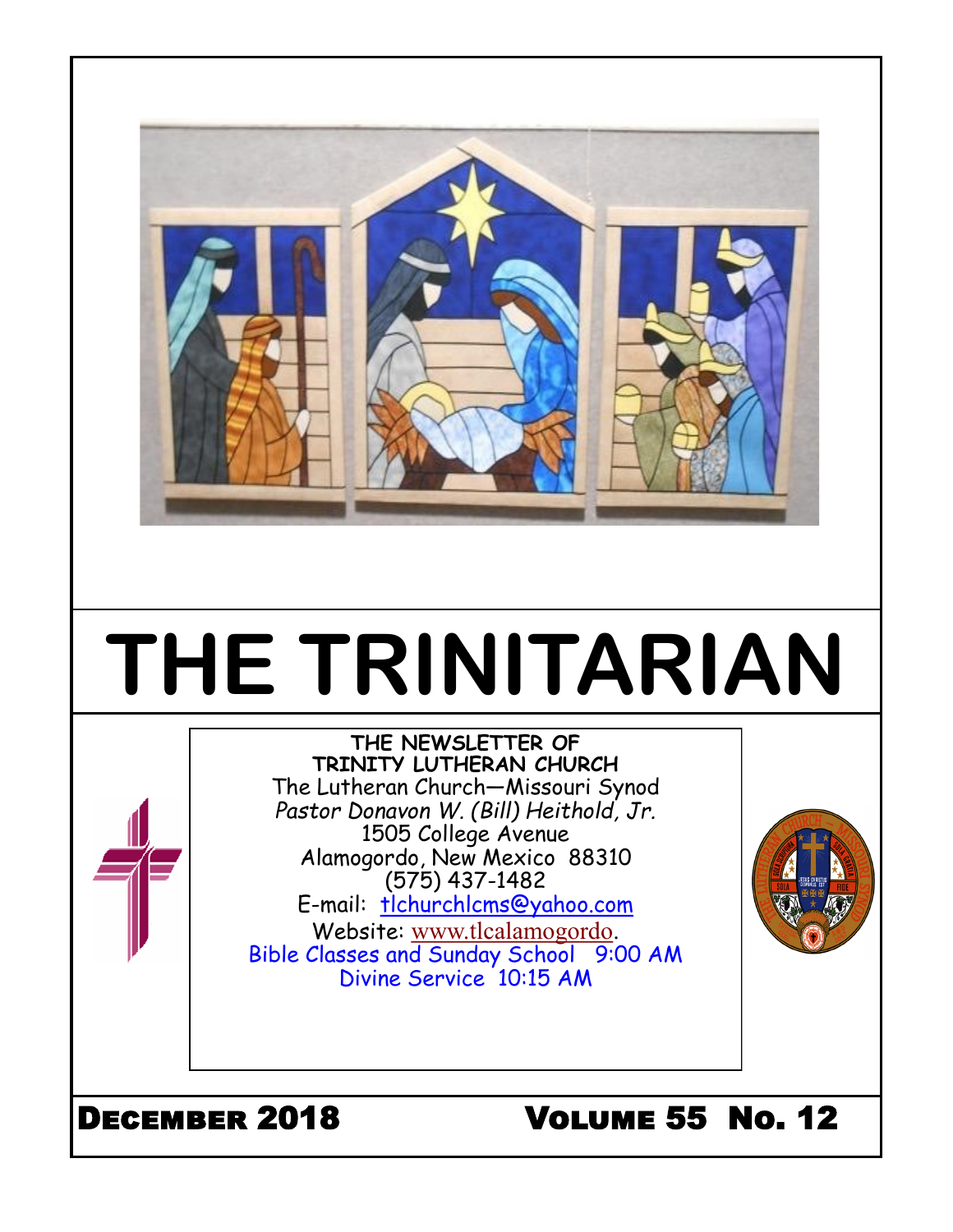# THE TRINITARIAN

**THE NEWSLETTER OF**
**TRINITY LUTHERAN CHURCH**
The Lutheran Church—Missouri Synod
*Pastor Donavon W. (Bill) Heithold, Jr.*
1505 College Avenue
Alamogordo, New Mexico 88310
(575) 437-1482
E-mail: tlchurchlcms@yahoo.com
Website: www.tlcalamogordo.
Bible Classes and Sunday School 9:00 AM
Divine Service 10:15 AM

**DECEMBER 2018** **VOLUME 55 NO. 12**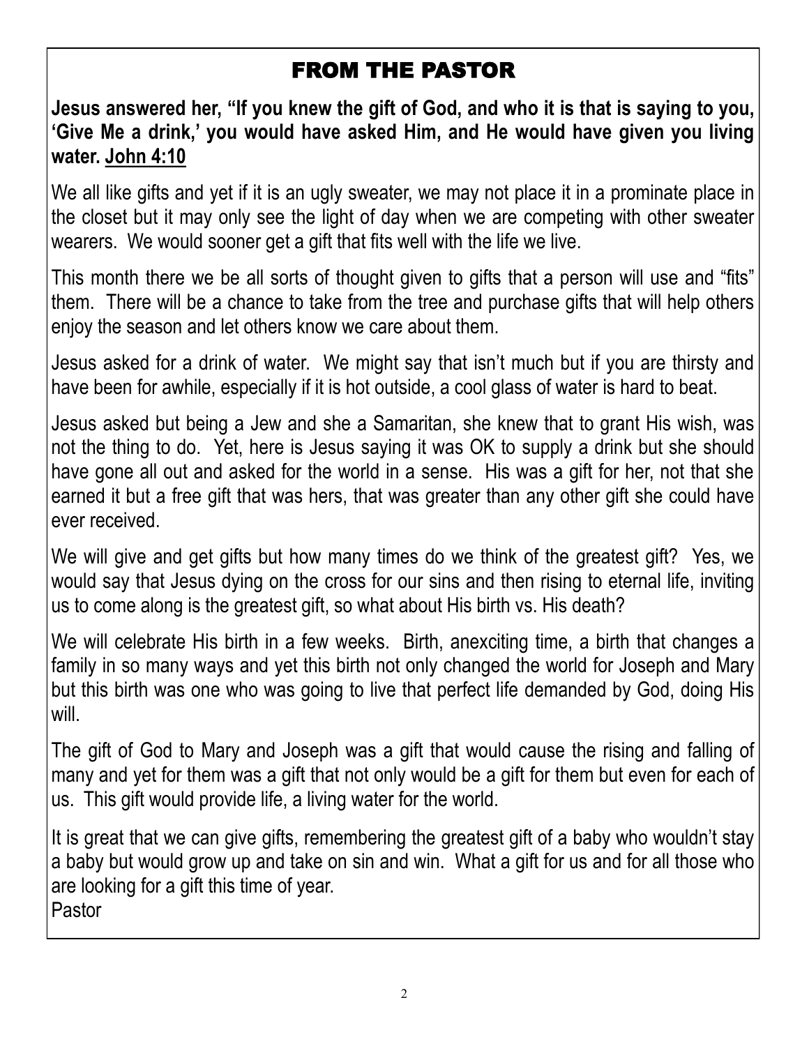## FROM THE PASTOR

**Jesus answered her, "If you knew the gift of God, and who it is that is saying to you, 'Give Me a drink,' you would have asked Him, and He would have given you living water. John 4:10**

We all like gifts and yet if it is an ugly sweater, we may not place it in a prominate place in the closet but it may only see the light of day when we are competing with other sweater wearers. We would sooner get a gift that fits well with the life we live.

This month there we be all sorts of thought given to gifts that a person will use and "fits" them. There will be a chance to take from the tree and purchase gifts that will help others enjoy the season and let others know we care about them.

Jesus asked for a drink of water. We might say that isn't much but if you are thirsty and have been for awhile, especially if it is hot outside, a cool glass of water is hard to beat.

Jesus asked but being a Jew and she a Samaritan, she knew that to grant His wish, was not the thing to do. Yet, here is Jesus saying it was OK to supply a drink but she should have gone all out and asked for the world in a sense. His was a gift for her, not that she earned it but a free gift that was hers, that was greater than any other gift she could have ever received.

We will give and get gifts but how many times do we think of the greatest gift? Yes, we would say that Jesus dying on the cross for our sins and then rising to eternal life, inviting us to come along is the greatest gift, so what about His birth vs. His death?

We will celebrate His birth in a few weeks. Birth, anexciting time, a birth that changes a family in so many ways and yet this birth not only changed the world for Joseph and Mary but this birth was one who was going to live that perfect life demanded by God, doing His will.

The gift of God to Mary and Joseph was a gift that would cause the rising and falling of many and yet for them was a gift that not only would be a gift for them but even for each of us. This gift would provide life, a living water for the world.

It is great that we can give gifts, remembering the greatest gift of a baby who wouldn't stay a baby but would grow up and take on sin and win. What a gift for us and for all those who are looking for a gift this time of year.
Pastor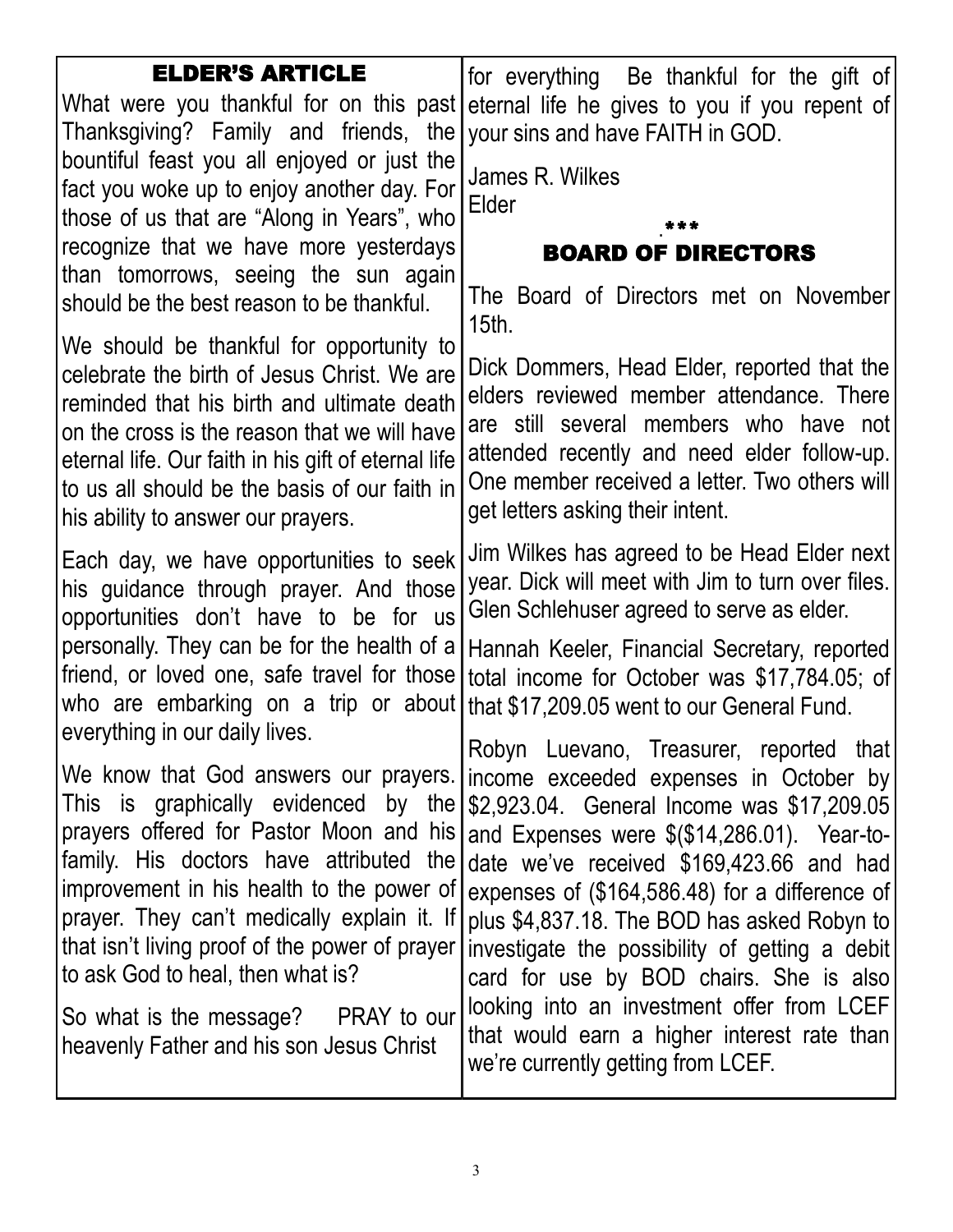## ELDER'S ARTICLE

What were you thankful for on this past Thanksgiving? Family and friends, the bountiful feast you all enjoyed or just the fact you woke up to enjoy another day. For those of us that are "Along in Years", who recognize that we have more yesterdays than tomorrows, seeing the sun again should be the best reason to be thankful.

We should be thankful for opportunity to celebrate the birth of Jesus Christ. We are reminded that his birth and ultimate death on the cross is the reason that we will have eternal life. Our faith in his gift of eternal life to us all should be the basis of our faith in his ability to answer our prayers.

Each day, we have opportunities to seek his guidance through prayer. And those opportunities don't have to be for us personally. They can be for the health of a friend, or loved one, safe travel for those who are embarking on a trip or about everything in our daily lives.

We know that God answers our prayers. This is graphically evidenced by the prayers offered for Pastor Moon and his family. His doctors have attributed the improvement in his health to the power of prayer. They can't medically explain it. If that isn't living proof of the power of prayer to ask God to heal, then what is?

So what is the message? PRAY to our heavenly Father and his son Jesus Christ for everything Be thankful for the gift of eternal life he gives to you if you repent of your sins and have FAITH in GOD.

James R. Wilkes
Elder

.***

## BOARD OF DIRECTORS

The Board of Directors met on November 15th.

Dick Dommers, Head Elder, reported that the elders reviewed member attendance. There are still several members who have not attended recently and need elder follow-up. One member received a letter. Two others will get letters asking their intent.

Jim Wilkes has agreed to be Head Elder next year. Dick will meet with Jim to turn over files. Glen Schlehuser agreed to serve as elder.

Hannah Keeler, Financial Secretary, reported total income for October was $17,784.05; of that $17,209.05 went to our General Fund.

Robyn Luevano, Treasurer, reported that income exceeded expenses in October by $2,923.04. General Income was $17,209.05 and Expenses were $($14,286.01). Year-to-date we've received $169,423.66 and had expenses of ($164,586.48) for a difference of plus $4,837.18. The BOD has asked Robyn to investigate the possibility of getting a debit card for use by BOD chairs. She is also looking into an investment offer from LCEF that would earn a higher interest rate than we're currently getting from LCEF.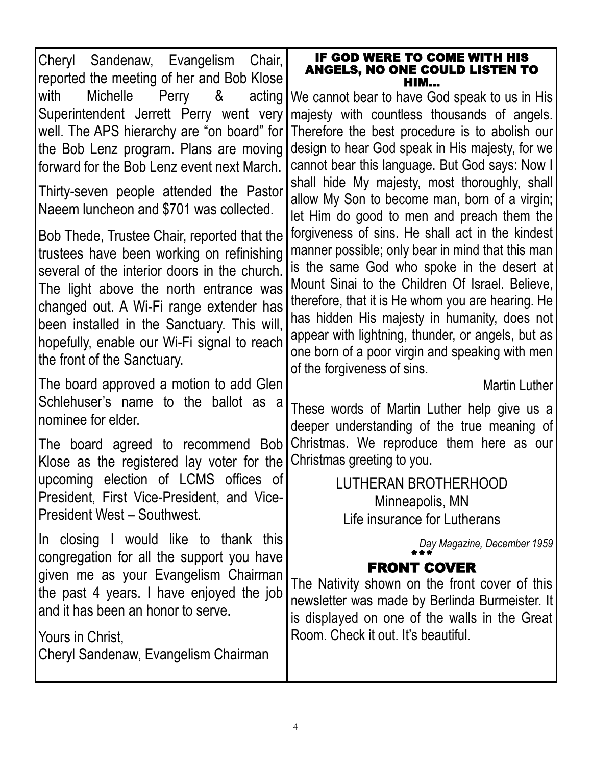Cheryl Sandenaw, Evangelism Chair, reported the meeting of her and Bob Klose with Michelle Perry & acting Superintendent Jerrett Perry went very well. The APS hierarchy are "on board" for the Bob Lenz program. Plans are moving forward for the Bob Lenz event next March.

Thirty-seven people attended the Pastor Naeem luncheon and $701 was collected.

Bob Thede, Trustee Chair, reported that the trustees have been working on refinishing several of the interior doors in the church. The light above the north entrance was changed out. A Wi-Fi range extender has been installed in the Sanctuary. This will, hopefully, enable our Wi-Fi signal to reach the front of the Sanctuary.

The board approved a motion to add Glen Schlehuser's name to the ballot as a nominee for elder.

The board agreed to recommend Bob Klose as the registered lay voter for the upcoming election of LCMS offices of President, First Vice-President, and Vice-President West – Southwest.

In closing I would like to thank this congregation for all the support you have given me as your Evangelism Chairman the past 4 years. I have enjoyed the job and it has been an honor to serve.

Yours in Christ,
Cheryl Sandenaw, Evangelism Chairman

## IF GOD WERE TO COME WITH HIS ANGELS, NO ONE COULD LISTEN TO HIM...

We cannot bear to have God speak to us in His majesty with countless thousands of angels. Therefore the best procedure is to abolish our design to hear God speak in His majesty, for we cannot bear this language. But God says: Now I shall hide My majesty, most thoroughly, shall allow My Son to become man, born of a virgin; let Him do good to men and preach them the forgiveness of sins. He shall act in the kindest manner possible; only bear in mind that this man is the same God who spoke in the desert at Mount Sinai to the Children Of Israel. Believe, therefore, that it is He whom you are hearing. He has hidden His majesty in humanity, does not appear with lightning, thunder, or angels, but as one born of a poor virgin and speaking with men of the forgiveness of sins.

Martin Luther

These words of Martin Luther help give us a deeper understanding of the true meaning of Christmas. We reproduce them here as our Christmas greeting to you.

LUTHERAN BROTHERHOOD
Minneapolis, MN
Life insurance for Lutherans

*Day Magazine, December 1959*

***

## FRONT COVER

The Nativity shown on the front cover of this newsletter was made by Berlinda Burmeister. It is displayed on one of the walls in the Great Room. Check it out. It's beautiful.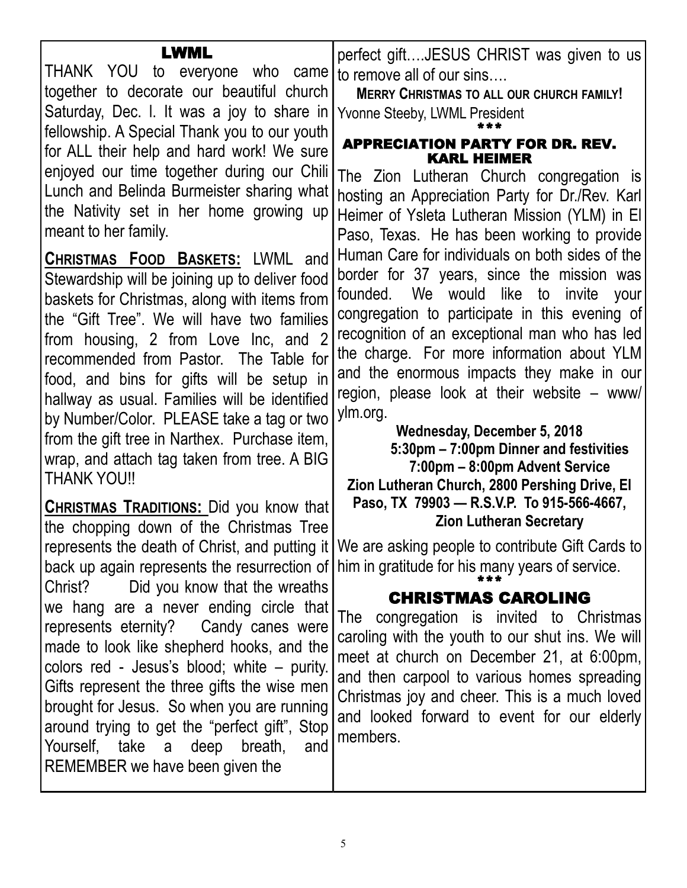## LWML

THANK YOU to everyone who came together to decorate our beautiful church Saturday, Dec. l. It was a joy to share in fellowship. A Special Thank you to our youth for ALL their help and hard work! We sure enjoyed our time together during our Chili Lunch and Belinda Burmeister sharing what the Nativity set in her home growing up meant to her family.

**CHRISTMAS FOOD BASKETS:** LWML and Stewardship will be joining up to deliver food baskets for Christmas, along with items from the "Gift Tree". We will have two families from housing, 2 from Love Inc, and 2 recommended from Pastor. The Table for food, and bins for gifts will be setup in hallway as usual. Families will be identified by Number/Color. PLEASE take a tag or two from the gift tree in Narthex. Purchase item, wrap, and attach tag taken from tree. A BIG THANK YOU!!

**CHRISTMAS TRADITIONS:** Did you know that the chopping down of the Christmas Tree represents the death of Christ, and putting it back up again represents the resurrection of Christ? Did you know that the wreaths we hang are a never ending circle that represents eternity? Candy canes were made to look like shepherd hooks, and the colors red - Jesus's blood; white – purity. Gifts represent the three gifts the wise men brought for Jesus. So when you are running around trying to get the "perfect gift", Stop Yourself, take a deep breath, and REMEMBER we have been given the perfect gift….JESUS CHRIST was given to us to remove all of our sins….

**MERRY CHRISTMAS TO ALL OUR CHURCH FAMILY!**

Yvonne Steeby, LWML President

\*\*\*

## APPRECIATION PARTY FOR DR. REV. KARL HEIMER

The Zion Lutheran Church congregation is hosting an Appreciation Party for Dr./Rev. Karl Heimer of Ysleta Lutheran Mission (YLM) in El Paso, Texas. He has been working to provide Human Care for individuals on both sides of the border for 37 years, since the mission was founded. We would like to invite your congregation to participate in this evening of recognition of an exceptional man who has led the charge. For more information about YLM and the enormous impacts they make in our region, please look at their website – www/ylm.org.

**Wednesday, December 5, 2018**
**5:30pm – 7:00pm Dinner and festivities**
**7:00pm – 8:00pm Advent Service**
**Zion Lutheran Church, 2800 Pershing Drive, El Paso, TX 79903 — R.S.V.P. To 915-566-4667, Zion Lutheran Secretary**

We are asking people to contribute Gift Cards to him in gratitude for his many years of service.

\*\*\*

## CHRISTMAS CAROLING

The congregation is invited to Christmas caroling with the youth to our shut ins. We will meet at church on December 21, at 6:00pm, and then carpool to various homes spreading Christmas joy and cheer. This is a much loved and looked forward to event for our elderly members.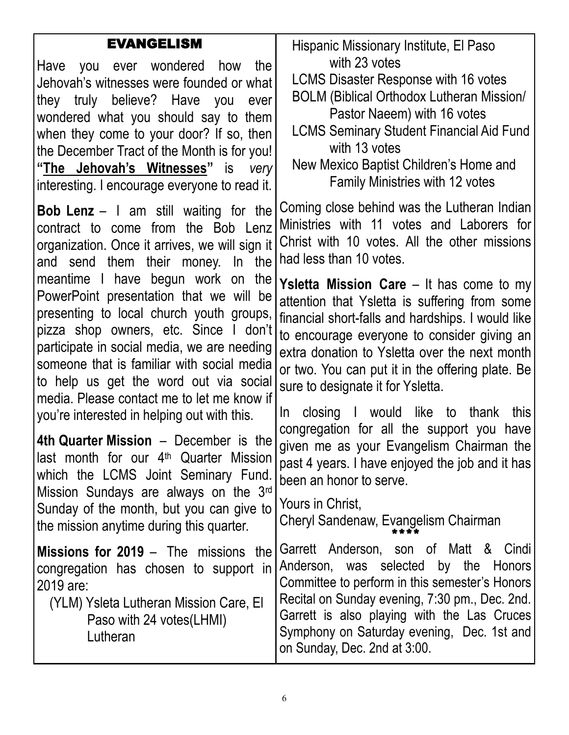## EVANGELISM

Have you ever wondered how the Jehovah's witnesses were founded or what they truly believe? Have you ever wondered what you should say to them when they come to your door? If so, then the December Tract of the Month is for you! **"The Jehovah's Witnesses"** is *very* interesting. I encourage everyone to read it.

**Bob Lenz** – I am still waiting for the contract to come from the Bob Lenz organization. Once it arrives, we will sign it and send them their money. In the meantime I have begun work on the PowerPoint presentation that we will be presenting to local church youth groups, pizza shop owners, etc. Since I don't participate in social media, we are needing someone that is familiar with social media to help us get the word out via social media. Please contact me to let me know if you're interested in helping out with this.

**4th Quarter Mission** – December is the last month for our 4th Quarter Mission which the LCMS Joint Seminary Fund. Mission Sundays are always on the 3rd Sunday of the month, but you can give to the mission anytime during this quarter.

**Missions for 2019** – The missions the congregation has chosen to support in 2019 are:

- (YLM) Ysleta Lutheran Mission Care, El Paso with 24 votes(LHMI) Lutheran Hispanic Missionary Institute, El Paso with 23 votes
- LCMS Disaster Response with 16 votes
- BOLM (Biblical Orthodox Lutheran Mission/ Pastor Naeem) with 16 votes
- LCMS Seminary Student Financial Aid Fund with 13 votes
- New Mexico Baptist Children's Home and Family Ministries with 12 votes

Coming close behind was the Lutheran Indian Ministries with 11 votes and Laborers for Christ with 10 votes. All the other missions had less than 10 votes.

**Ysletta Mission Care** – It has come to my attention that Ysletta is suffering from some financial short-falls and hardships. I would like to encourage everyone to consider giving an extra donation to Ysletta over the next month or two. You can put it in the offering plate. Be sure to designate it for Ysletta.

In closing I would like to thank this congregation for all the support you have given me as your Evangelism Chairman the past 4 years. I have enjoyed the job and it has been an honor to serve.

Yours in Christ,
Cheryl Sandenaw, Evangelism Chairman

****

Garrett Anderson, son of Matt & Cindi Anderson, was selected by the Honors Committee to perform in this semester's Honors Recital on Sunday evening, 7:30 pm., Dec. 2nd. Garrett is also playing with the Las Cruces Symphony on Saturday evening, Dec. 1st and on Sunday, Dec. 2nd at 3:00.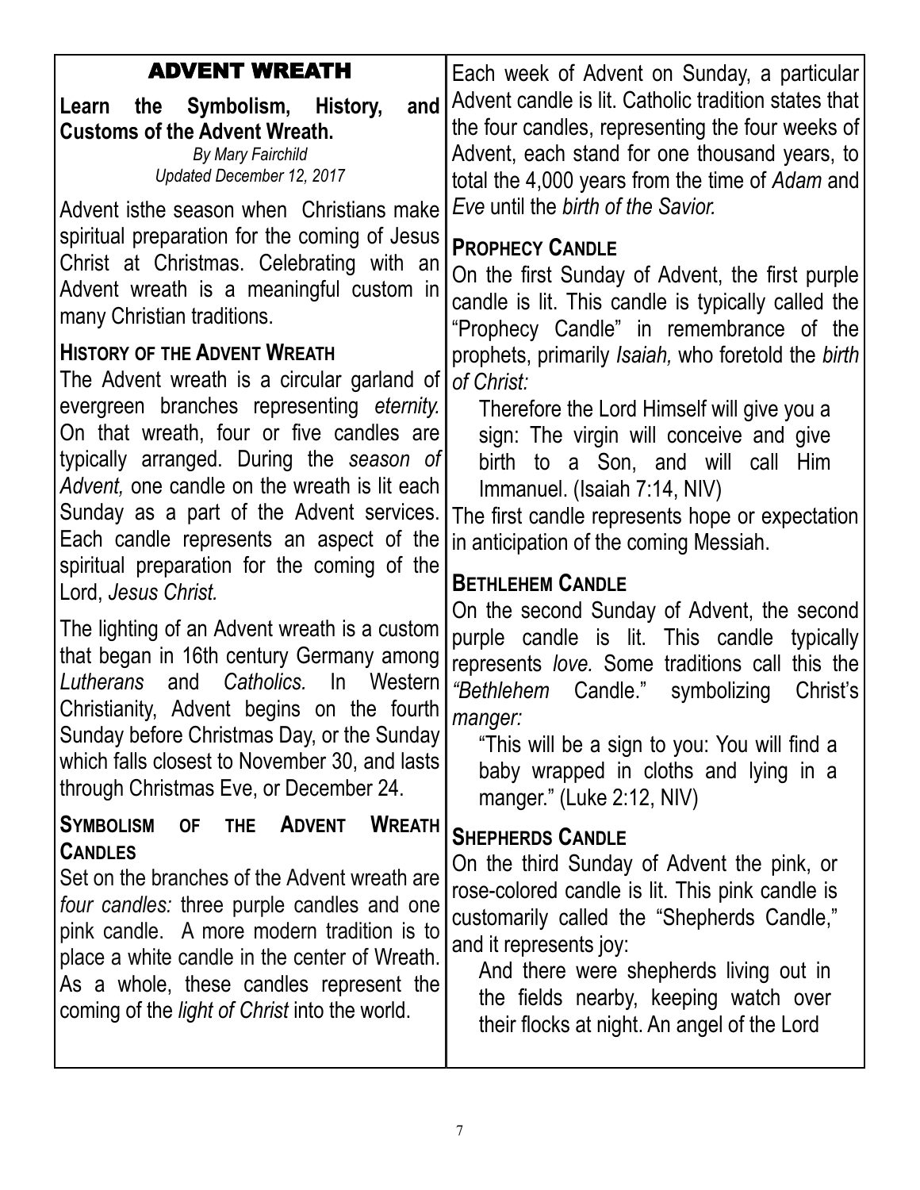## ADVENT WREATH

**Learn the Symbolism, History, and Customs of the Advent Wreath.**

*By Mary Fairchild*
*Updated December 12, 2017*

Advent isthe season when Christians make spiritual preparation for the coming of Jesus Christ at Christmas. Celebrating with an Advent wreath is a meaningful custom in many Christian traditions.

### HISTORY OF THE ADVENT WREATH

The Advent wreath is a circular garland of evergreen branches representing *eternity.* On that wreath, four or five candles are typically arranged. During the *season of Advent,* one candle on the wreath is lit each Sunday as a part of the Advent services. Each candle represents an aspect of the spiritual preparation for the coming of the Lord, *Jesus Christ.*

The lighting of an Advent wreath is a custom that began in 16th century Germany among *Lutherans* and *Catholics.* In Western Christianity, Advent begins on the fourth Sunday before Christmas Day, or the Sunday which falls closest to November 30, and lasts through Christmas Eve, or December 24.

### SYMBOLISM OF THE ADVENT WREATH CANDLES

Set on the branches of the Advent wreath are *four candles:* three purple candles and one pink candle. A more modern tradition is to place a white candle in the center of Wreath. As a whole, these candles represent the coming of the *light of Christ* into the world.

Each week of Advent on Sunday, a particular Advent candle is lit. Catholic tradition states that the four candles, representing the four weeks of Advent, each stand for one thousand years, to total the 4,000 years from the time of *Adam* and *Eve* until the *birth of the Savior.*

### PROPHECY CANDLE

On the first Sunday of Advent, the first purple candle is lit. This candle is typically called the "Prophecy Candle" in remembrance of the prophets, primarily *Isaiah,* who foretold the *birth of Christ:*

> Therefore the Lord Himself will give you a sign: The virgin will conceive and give birth to a Son, and will call Him Immanuel. (Isaiah 7:14, NIV)

The first candle represents hope or expectation in anticipation of the coming Messiah.

### BETHLEHEM CANDLE

On the second Sunday of Advent, the second purple candle is lit. This candle typically represents *love.* Some traditions call this the *"Bethlehem* Candle." symbolizing Christ's *manger:*

> "This will be a sign to you: You will find a baby wrapped in cloths and lying in a manger." (Luke 2:12, NIV)

### SHEPHERDS CANDLE

On the third Sunday of Advent the pink, or rose-colored candle is lit. This pink candle is customarily called the "Shepherds Candle," and it represents joy:

> And there were shepherds living out in the fields nearby, keeping watch over their flocks at night. An angel of the Lord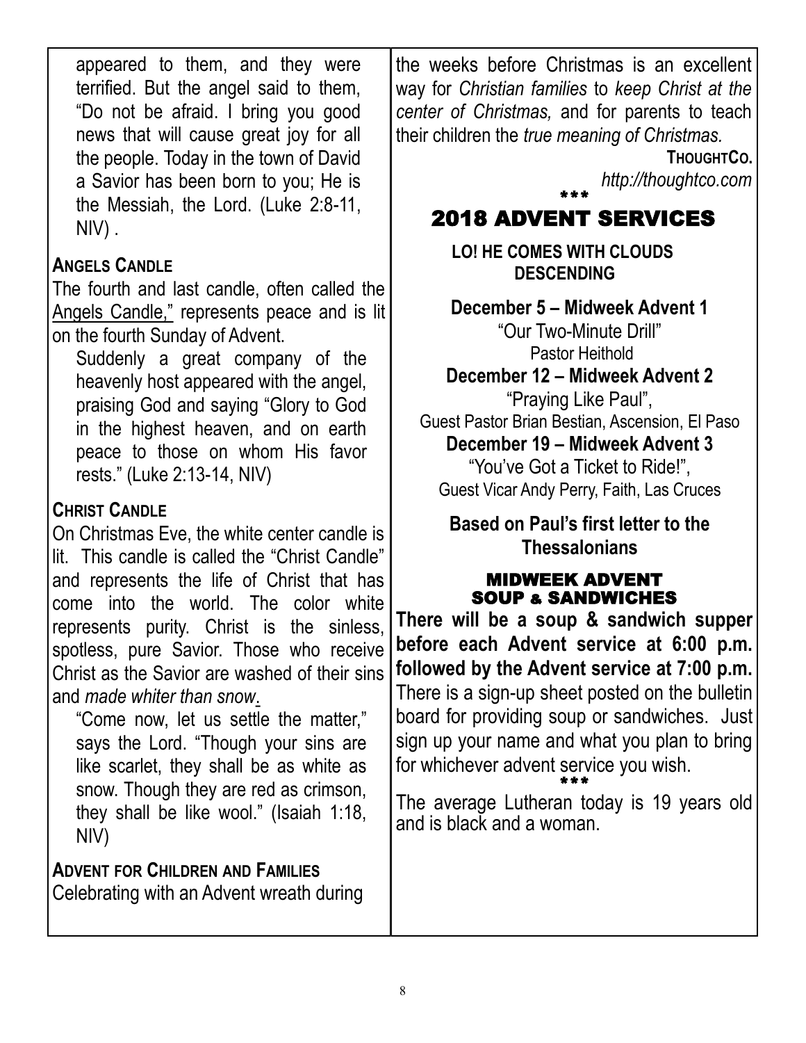appeared to them, and they were terrified. But the angel said to them, "Do not be afraid. I bring you good news that will cause great joy for all the people. Today in the town of David a Savior has been born to you; He is the Messiah, the Lord. (Luke 2:8-11, NIV) .

**ANGELS CANDLE**

The fourth and last candle, often called the Angels Candle," represents peace and is lit on the fourth Sunday of Advent.

> Suddenly a great company of the heavenly host appeared with the angel, praising God and saying "Glory to God in the highest heaven, and on earth peace to those on whom His favor rests." (Luke 2:13-14, NIV)

**CHRIST CANDLE**

On Christmas Eve, the white center candle is lit. This candle is called the "Christ Candle" and represents the life of Christ that has come into the world. The color white represents purity. Christ is the sinless, spotless, pure Savior. Those who receive Christ as the Savior are washed of their sins and *made whiter than snow*.

> "Come now, let us settle the matter," says the Lord. "Though your sins are like scarlet, they shall be as white as snow. Though they are red as crimson, they shall be like wool." (Isaiah 1:18, NIV)

**ADVENT FOR CHILDREN AND FAMILIES**

Celebrating with an Advent wreath during the weeks before Christmas is an excellent way for *Christian families* to *keep Christ at the center of Christmas,* and for parents to teach their children the *true meaning of Christmas.*

**THOUGHTCO.**
*http://thoughtco.com*

\*\*\*

## 2018 ADVENT SERVICES

**LO! HE COMES WITH CLOUDS DESCENDING**

**December 5 – Midweek Advent 1**
"Our Two-Minute Drill"
Pastor Heithold

**December 12 – Midweek Advent 2**
"Praying Like Paul",
Guest Pastor Brian Bestian, Ascension, El Paso

**December 19 – Midweek Advent 3**
"You've Got a Ticket to Ride!",
Guest Vicar Andy Perry, Faith, Las Cruces

**Based on Paul's first letter to the Thessalonians**

### MIDWEEK ADVENT SOUP & SANDWICHES

**There will be a soup & sandwich supper before each Advent service at 6:00 p.m. followed by the Advent service at 7:00 p.m.** There is a sign-up sheet posted on the bulletin board for providing soup or sandwiches. Just sign up your name and what you plan to bring for whichever advent service you wish.

\*\*\*

The average Lutheran today is 19 years old and is black and a woman.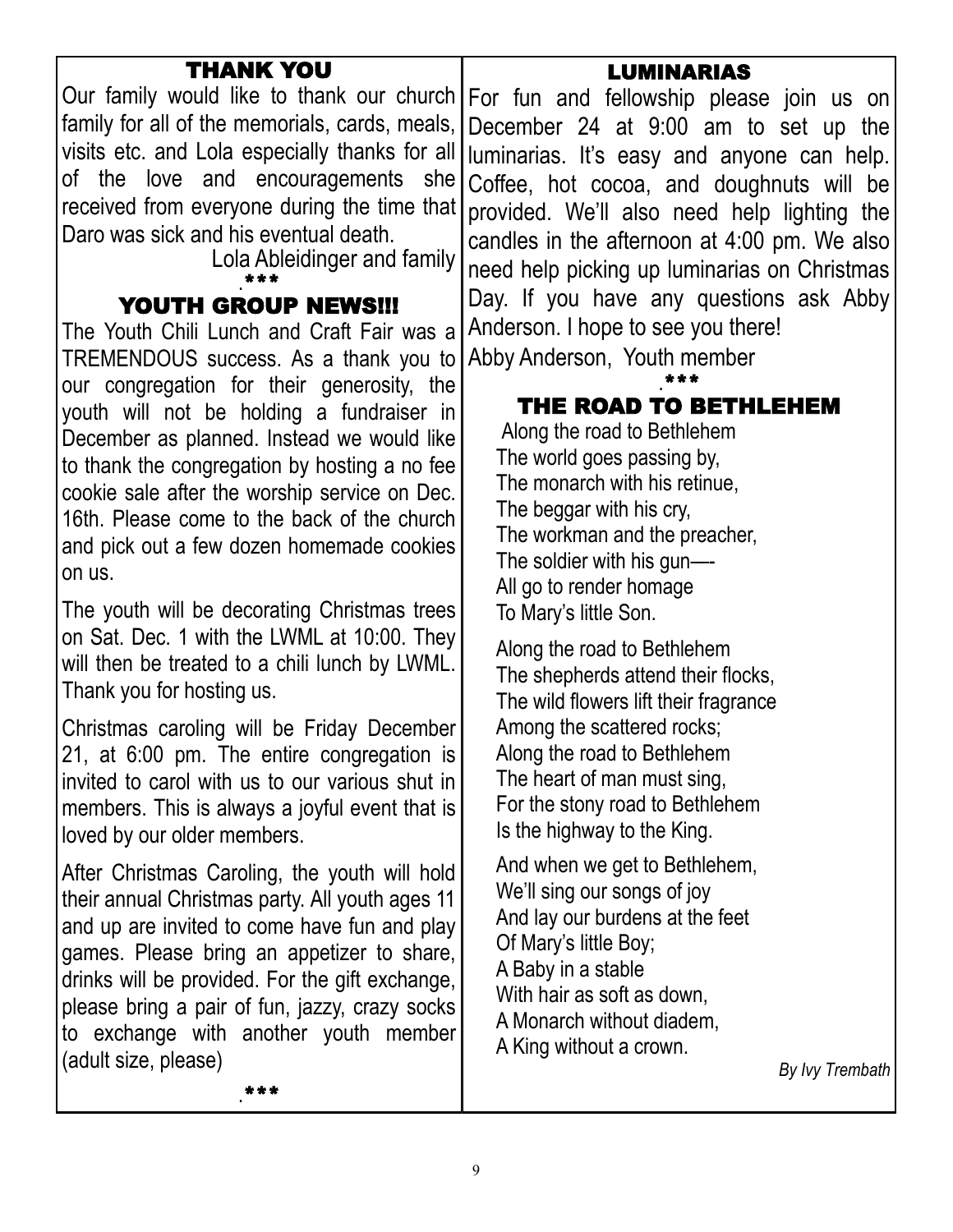## THANK YOU

Our family would like to thank our church family for all of the memorials, cards, meals, visits etc. and Lola especially thanks for all of the love and encouragements she received from everyone during the time that Daro was sick and his eventual death.

Lola Ableidinger and family

***

## YOUTH GROUP NEWS!!!

The Youth Chili Lunch and Craft Fair was a TREMENDOUS success. As a thank you to our congregation for their generosity, the youth will not be holding a fundraiser in December as planned. Instead we would like to thank the congregation by hosting a no fee cookie sale after the worship service on Dec. 16th. Please come to the back of the church and pick out a few dozen homemade cookies on us.

The youth will be decorating Christmas trees on Sat. Dec. 1 with the LWML at 10:00. They will then be treated to a chili lunch by LWML. Thank you for hosting us.

Christmas caroling will be Friday December 21, at 6:00 pm. The entire congregation is invited to carol with us to our various shut in members. This is always a joyful event that is loved by our older members.

After Christmas Caroling, the youth will hold their annual Christmas party. All youth ages 11 and up are invited to come have fun and play games. Please bring an appetizer to share, drinks will be provided. For the gift exchange, please bring a pair of fun, jazzy, crazy socks to exchange with another youth member (adult size, please)

***

## LUMINARIAS

For fun and fellowship please join us on December 24 at 9:00 am to set up the luminarias. It's easy and anyone can help. Coffee, hot cocoa, and doughnuts will be provided. We'll also need help lighting the candles in the afternoon at 4:00 pm. We also need help picking up luminarias on Christmas Day. If you have any questions ask Abby Anderson. I hope to see you there!

Abby Anderson, Youth member

***

## THE ROAD TO BETHLEHEM

Along the road to Bethlehem
The world goes passing by,
The monarch with his retinue,
The beggar with his cry,
The workman and the preacher,
The soldier with his gun—-
All go to render homage
To Mary's little Son.

Along the road to Bethlehem
The shepherds attend their flocks,
The wild flowers lift their fragrance
Among the scattered rocks;
Along the road to Bethlehem
The heart of man must sing,
For the stony road to Bethlehem
Is the highway to the King.

And when we get to Bethlehem,
We'll sing our songs of joy
And lay our burdens at the feet
Of Mary's little Boy;
A Baby in a stable
With hair as soft as down,
A Monarch without diadem,
A King without a crown.

*By Ivy Trembath*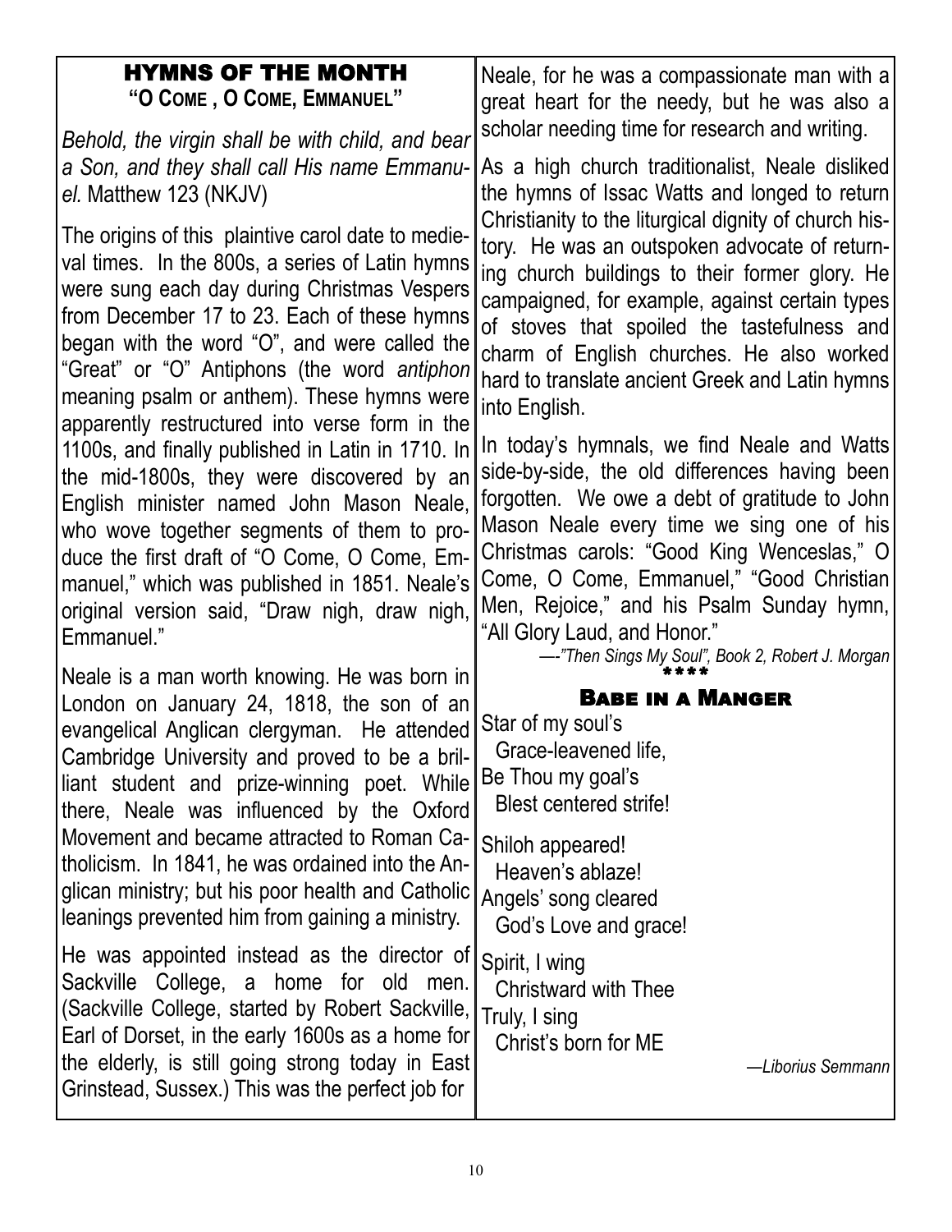## HYMNS OF THE MONTH

### "O COME , O COME, EMMANUEL"

*Behold, the virgin shall be with child, and bear a Son, and they shall call His name Emmanuel.* Matthew 123 (NKJV)

The origins of this plaintive carol date to medieval times. In the 800s, a series of Latin hymns were sung each day during Christmas Vespers from December 17 to 23. Each of these hymns began with the word "O", and were called the "Great" or "O" Antiphons (the word *antiphon* meaning psalm or anthem). These hymns were apparently restructured into verse form in the 1100s, and finally published in Latin in 1710. In the mid-1800s, they were discovered by an English minister named John Mason Neale, who wove together segments of them to produce the first draft of "O Come, O Come, Emmanuel," which was published in 1851. Neale's original version said, "Draw nigh, draw nigh, Emmanuel."

Neale is a man worth knowing. He was born in London on January 24, 1818, the son of an evangelical Anglican clergyman. He attended Cambridge University and proved to be a brilliant student and prize-winning poet. While there, Neale was influenced by the Oxford Movement and became attracted to Roman Catholicism. In 1841, he was ordained into the Anglican ministry; but his poor health and Catholic leanings prevented him from gaining a ministry.

He was appointed instead as the director of Sackville College, a home for old men. (Sackville College, started by Robert Sackville, Earl of Dorset, in the early 1600s as a home for the elderly, is still going strong today in East Grinstead, Sussex.) This was the perfect job for Neale, for he was a compassionate man with a great heart for the needy, but he was also a scholar needing time for research and writing.

As a high church traditionalist, Neale disliked the hymns of Issac Watts and longed to return Christianity to the liturgical dignity of church history. He was an outspoken advocate of returning church buildings to their former glory. He campaigned, for example, against certain types of stoves that spoiled the tastefulness and charm of English churches. He also worked hard to translate ancient Greek and Latin hymns into English.

In today's hymnals, we find Neale and Watts side-by-side, the old differences having been forgotten. We owe a debt of gratitude to John Mason Neale every time we sing one of his Christmas carols: "Good King Wenceslas," O Come, O Come, Emmanuel," "Good Christian Men, Rejoice," and his Psalm Sunday hymn, "All Glory Laud, and Honor."

—-*"Then Sings My Soul", Book 2, Robert J. Morgan*

\*\*\*\*

## BABE IN A MANGER

Star of my soul's
  Grace-leavened life,
Be Thou my goal's
  Blest centered strife!

Shiloh appeared!
  Heaven's ablaze!
Angels' song cleared
  God's Love and grace!

Spirit, I wing
  Christward with Thee
Truly, I sing
  Christ's born for ME

—*Liborius Semmann*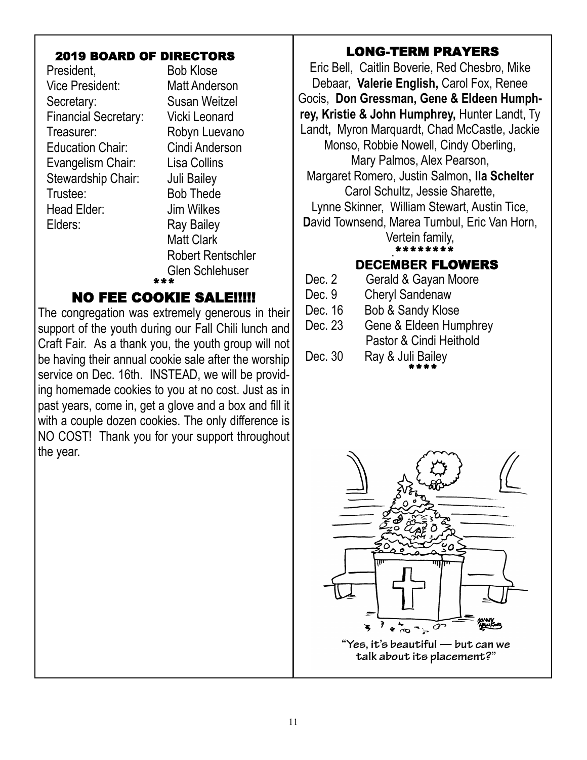## 2019 BOARD OF DIRECTORS

| | |
|---|---|
| President, | Bob Klose |
| Vice President: | Matt Anderson |
| Secretary: | Susan Weitzel |
| Financial Secretary: | Vicki Leonard |
| Treasurer: | Robyn Luevano |
| Education Chair: | Cindi Anderson |
| Evangelism Chair: | Lisa Collins |
| Stewardship Chair: | Juli Bailey |
| Trustee: | Bob Thede |
| Head Elder: | Jim Wilkes |
| Elders: | Ray Bailey |
| | Matt Clark |
| | Robert Rentschler |
| | Glen Schlehuser |

***

## NO FEE COOKIE SALE!!!!!

The congregation was extremely generous in their support of the youth during our Fall Chili lunch and Craft Fair. As a thank you, the youth group will not be having their annual cookie sale after the worship service on Dec. 16th. INSTEAD, we will be providing homemade cookies to you at no cost. Just as in past years, come in, get a glove and a box and fill it with a couple dozen cookies. The only difference is NO COST! Thank you for your support throughout the year.

## LONG-TERM PRAYERS

Eric Bell, Caitlin Boverie, Red Chesbro, Mike Debaar, **Valerie English,** Carol Fox, Renee Gocis, **Don Gressman, Gene & Eldeen Humphrey, Kristie & John Humphrey,** Hunter Landt, Ty Landt**,** Myron Marquardt, Chad McCastle, Jackie Monso, Robbie Nowell, Cindy Oberling, Mary Palmos, Alex Pearson, Margaret Romero, Justin Salmon**, Ila Schelter** Carol Schultz, Jessie Sharette, Lynne Skinner, William Stewart, Austin Tice, **D**avid Townsend, Marea Turnbul, Eric Van Horn, Vertein family,

********

## DECEMBER FLOWERS

| | |
|---|---|
| Dec. 2 | Gerald & Gayan Moore |
| Dec. 9 | Cheryl Sandenaw |
| Dec. 16 | Bob & Sandy Klose |
| Dec. 23 | Gene & Eldeen Humphrey |
| | Pastor & Cindi Heithold |
| Dec. 30 | Ray & Juli Bailey |

****

"Yes, it's beautiful — but can we talk about its placement?"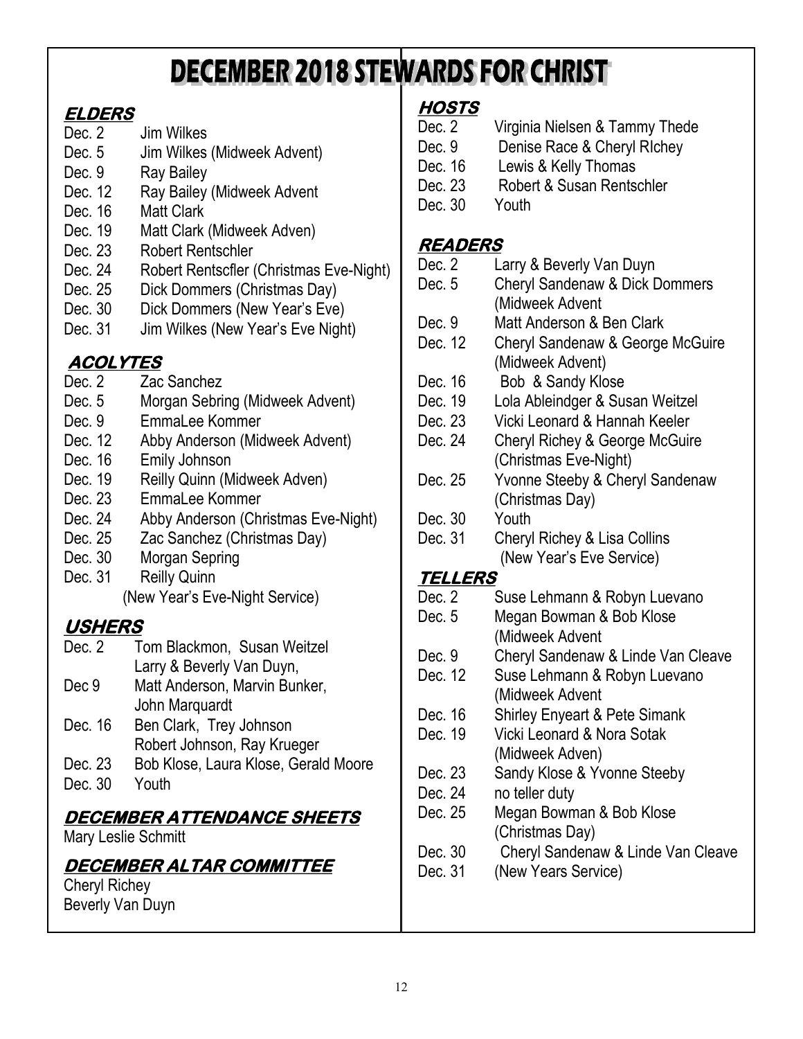# DECEMBER 2018 STEWARDS FOR CHRIST

## ELDERS

Dec. 2 Jim Wilkes
Dec. 5 Jim Wilkes (Midweek Advent)
Dec. 9 Ray Bailey
Dec. 12 Ray Bailey (Midweek Advent
Dec. 16 Matt Clark
Dec. 19 Matt Clark (Midweek Adven)
Dec. 23 Robert Rentschler
Dec. 24 Robert Rentscfler (Christmas Eve-Night)
Dec. 25 Dick Dommers (Christmas Day)
Dec. 30 Dick Dommers (New Year's Eve)
Dec. 31 Jim Wilkes (New Year's Eve Night)

## ACOLYTES

Dec. 2 Zac Sanchez
Dec. 5 Morgan Sebring (Midweek Advent)
Dec. 9 EmmaLee Kommer
Dec. 12 Abby Anderson (Midweek Advent)
Dec. 16 Emily Johnson
Dec. 19 Reilly Quinn (Midweek Adven)
Dec. 23 EmmaLee Kommer
Dec. 24 Abby Anderson (Christmas Eve-Night)
Dec. 25 Zac Sanchez (Christmas Day)
Dec. 30 Morgan Sepring
Dec. 31 Reilly Quinn
(New Year's Eve-Night Service)

## USHERS

Dec. 2 Tom Blackmon, Susan Weitzel
Larry & Beverly Van Duyn,
Dec 9 Matt Anderson, Marvin Bunker,
John Marquardt
Dec. 16 Ben Clark, Trey Johnson
Robert Johnson, Ray Krueger
Dec. 23 Bob Klose, Laura Klose, Gerald Moore
Dec. 30 Youth

## DECEMBER ATTENDANCE SHEETS

Mary Leslie Schmitt

## DECEMBER ALTAR COMMITTEE

Cheryl Richey
Beverly Van Duyn

## HOSTS

Dec. 2 Virginia Nielsen & Tammy Thede
Dec. 9 Denise Race & Cheryl RIchey
Dec. 16 Lewis & Kelly Thomas
Dec. 23 Robert & Susan Rentschler
Dec. 30 Youth

## READERS

Dec. 2 Larry & Beverly Van Duyn
Dec. 5 Cheryl Sandenaw & Dick Dommers
(Midweek Advent
Dec. 9 Matt Anderson & Ben Clark
Dec. 12 Cheryl Sandenaw & George McGuire
(Midweek Advent)
Dec. 16 Bob & Sandy Klose
Dec. 19 Lola Ableindger & Susan Weitzel
Dec. 23 Vicki Leonard & Hannah Keeler
Dec. 24 Cheryl Richey & George McGuire
(Christmas Eve-Night)
Dec. 25 Yvonne Steeby & Cheryl Sandenaw
(Christmas Day)
Dec. 30 Youth
Dec. 31 Cheryl Richey & Lisa Collins
(New Year's Eve Service)

## TELLERS

Dec. 2 Suse Lehmann & Robyn Luevano
Dec. 5 Megan Bowman & Bob Klose
(Midweek Advent
Dec. 9 Cheryl Sandenaw & Linde Van Cleave
Dec. 12 Suse Lehmann & Robyn Luevano
(Midweek Advent
Dec. 16 Shirley Enyeart & Pete Simank
Dec. 19 Vicki Leonard & Nora Sotak
(Midweek Adven)
Dec. 23 Sandy Klose & Yvonne Steeby
Dec. 24 no teller duty
Dec. 25 Megan Bowman & Bob Klose
(Christmas Day)
Dec. 30 Cheryl Sandenaw & Linde Van Cleave
Dec. 31 (New Years Service)